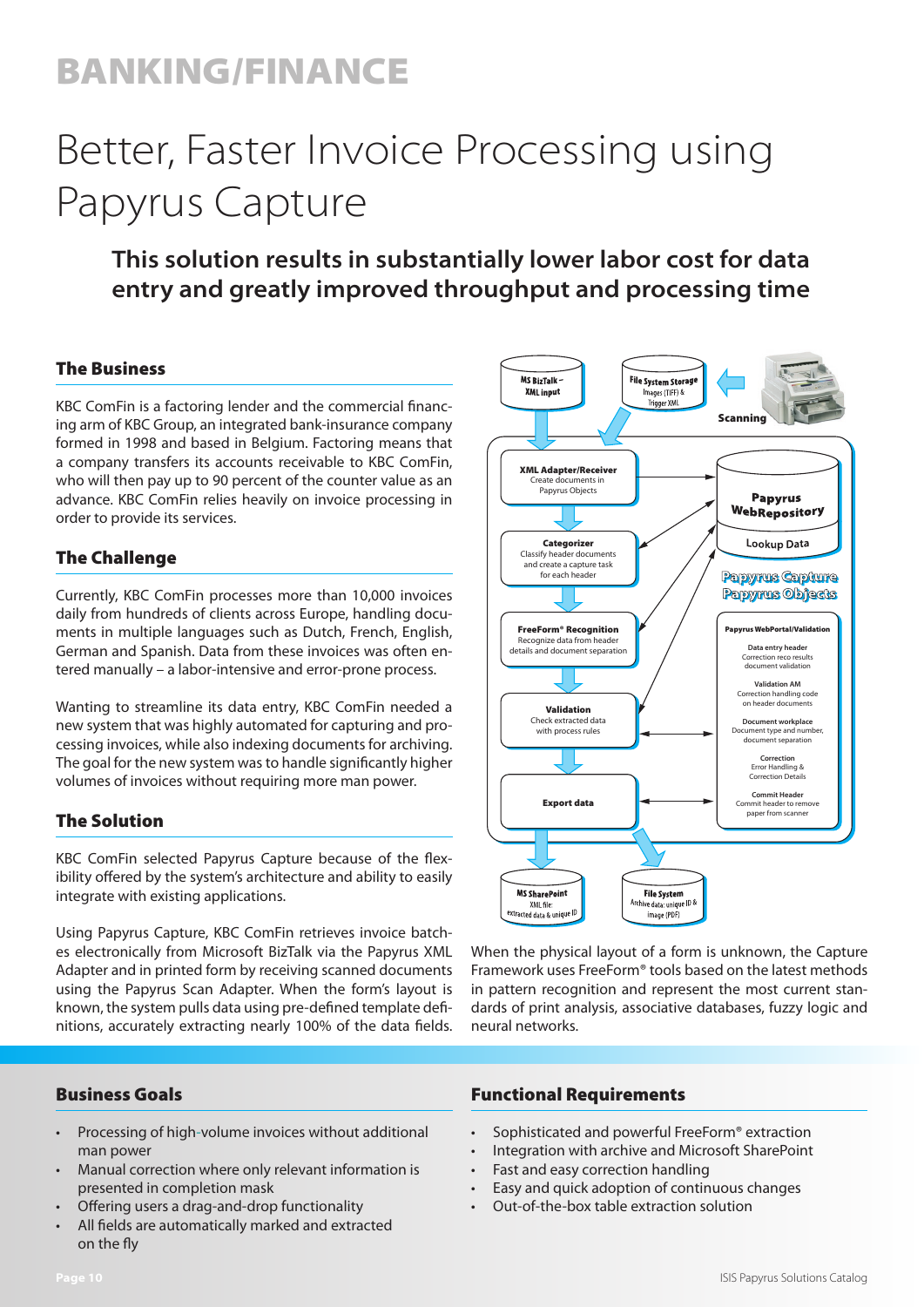# BANKING/FINANCE

# Better, Faster Invoice Processing using Papyrus Capture

**This solution results in substantially lower labor cost for data entry and greatly improved throughput and processing time**

## The Business

KBC ComFin is a factoring lender and the commercial financing arm of KBC Group, an integrated bank-insurance company formed in 1998 and based in Belgium. Factoring means that a company transfers its accounts receivable to KBC ComFin, who will then pay up to 90 percent of the counter value as an advance. KBC ComFin relies heavily on invoice processing in order to provide its services.

## The Challenge

Currently, KBC ComFin processes more than 10,000 invoices daily from hundreds of clients across Europe, handling documents in multiple languages such as Dutch, French, English, German and Spanish. Data from these invoices was often entered manually – a labor-intensive and error-prone process.

Wanting to streamline its data entry, KBC ComFin needed a new system that was highly automated for capturing and processing invoices, while also indexing documents for archiving. The goal for the new system was to handle significantly higher volumes of invoices without requiring more man power.

## The Solution

KBC ComFin selected Papyrus Capture because of the flexibility offered by the system's architecture and ability to easily integrate with existing applications.

Using Papyrus Capture, KBC ComFin retrieves invoice batches electronically from Microsoft BizTalk via the Papyrus XML Adapter and in printed form by receiving scanned documents using the Papyrus Scan Adapter. When the form's layout is known, the system pulls data using pre-defined template definitions, accurately extracting nearly 100% of the data fields.

When the physical layout of a form is unknown, the Capture Framework uses FreeForm® tools based on the latest methods in pattern recognition and represent the most current standards of print analysis, associative databases, fuzzy logic and neural networks.

## Business Goals

- Processing of high-volume invoices without additional man power
- Manual correction where only relevant information is presented in completion mask
- Offering users a drag-and-drop functionality
- All fields are automatically marked and extracted on the fly

## Functional Requirements

- Sophisticated and powerful FreeForm® extraction
- Integration with archive and Microsoft SharePoint
- Fast and easy correction handling
- Easy and quick adoption of continuous changes
- Out-of-the-box table extraction solution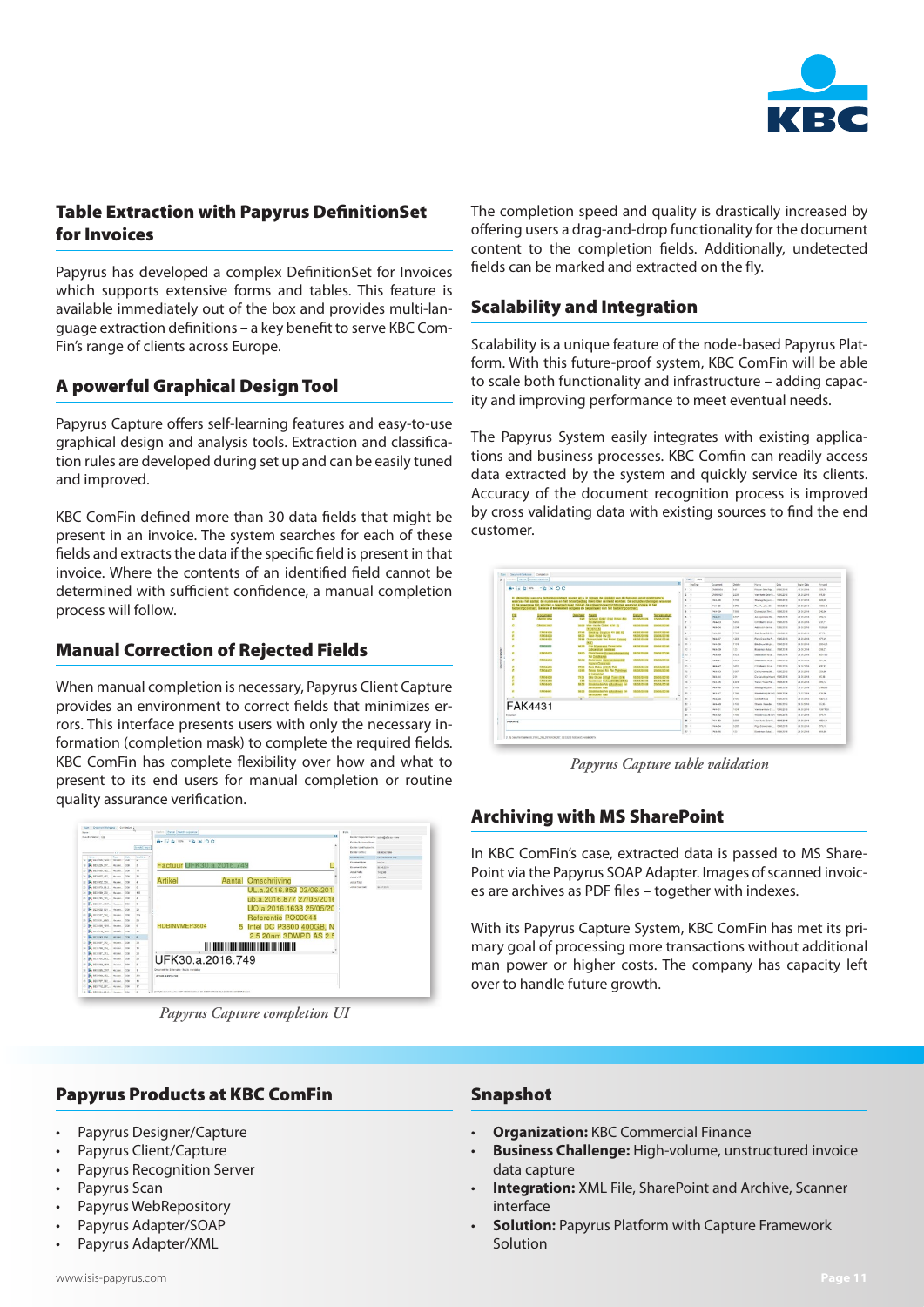## Table Extraction with Papyrus DefinitionSet for Invoices

Papyrus has developed a complex DefinitionSet for Invoices which supports extensive forms and tables. This feature is available immediately out of the box and provides multi-language extraction definitions – a key benefit to serve KBC ComFin's range of clients across Europe.

## A powerful Graphical Design Tool

Papyrus Capture offers self-learning features and easy-to-use graphical design and analysis tools. Extraction and classification rules are developed during set up and can be easily tuned and improved.

KBC ComFin defined more than 30 data fields that might be present in an invoice. The system searches for each of these fields and extracts the data if the specific field is present in that invoice. Where the contents of an identified field cannot be determined with sufficient confidence, a manual completion process will follow.

## Manual Correction of Rejected Fields

When manual completion is necessary, Papyrus Client Capture provides an environment to correct fields that minimizes errors. This interface presents users with only the necessary information (completion mask) to complete the required fields. KBC ComFin has complete flexibility over how and what to present to its end users for manual completion or routine quality assurance verification.

*Papyrus Capture completion UI*

The completion speed and quality is drastically increased by offering users a drag-and-drop functionality for the document content to the completion fields. Additionally, undetected fields can be marked and extracted on the fly.

## Scalability and Integration

Scalability is a unique feature of the node-based Papyrus Platform. With this future-proof system, KBC ComFin will be able to scale both functionality and infrastructure – adding capacity and improving performance to meet eventual needs.

The Papyrus System easily integrates with existing applications and business processes. KBC Comfin can readily access data extracted by the system and quickly service its clients. Accuracy of the document recognition process is improved by cross validating data with existing sources to find the end customer.

*Papyrus Capture table validation*

## Archiving with MS SharePoint

In KBC ComFin's case, extracted data is passed to MS SharePoint via the Papyrus SOAP Adapter. Images of scanned invoices are archives as PDF files – together with indexes.

With its Papyrus Capture System, KBC ComFin has met its primary goal of processing more transactions without additional man power or higher costs. The company has capacity left over to handle future growth.

## Papyrus Products at KBC ComFin

- Papyrus Designer/Capture
- Papyrus Client/Capture
- Papyrus Recognition Server
- Papyrus Scan
- Papyrus WebRepository
- Papyrus Adapter/SOAP
- Papyrus Adapter/XML

## Snapshot

- **Organization:** KBC Commercial Finance
- **Business Challenge:** High-volume, unstructured invoice data capture
- **Integration:** XML File, SharePoint and Archive, Scanner interface
- **Solution:** Papyrus Platform with Capture Framework Solution